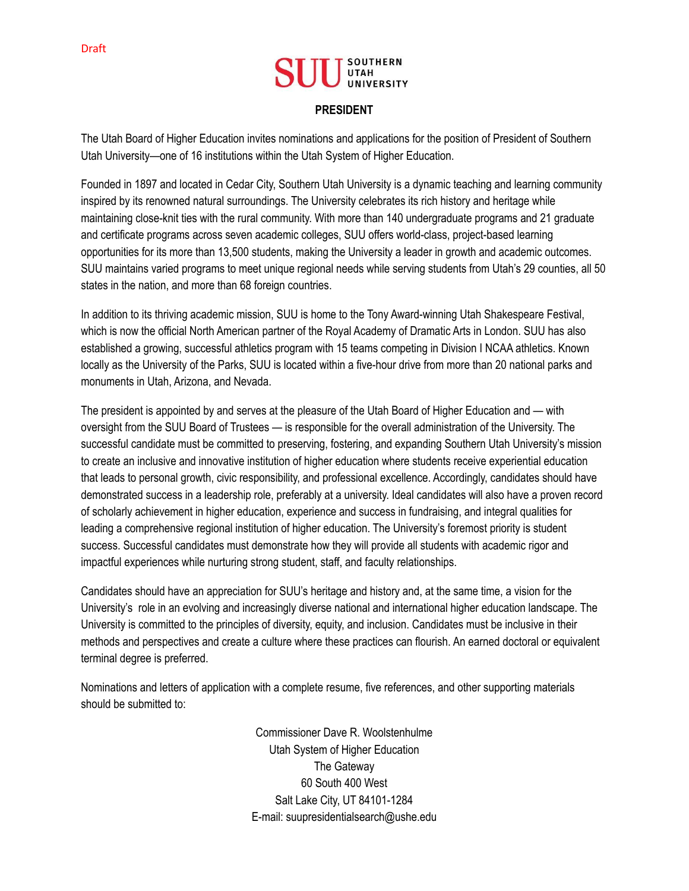Draft

SUU SOUTHERN UTAH UNIVERSITY

# PRESIDENT

The Utah Board of Higher Education invites nominations and applications for the position of President of Southern Utah University—one of 16 institutions within the Utah System of Higher Education.

Founded in 1897 and located in Cedar City, Southern Utah University is a dynamic teaching and learning community inspired by its renowned natural surroundings. The University celebrates its rich history and heritage while maintaining close-knit ties with the rural community. With more than 140 undergraduate programs and 21 graduate and certificate programs across seven academic colleges, SUU offers world-class, project-based learning opportunities for its more than 13,500 students, making the University a leader in growth and academic outcomes. SUU maintains varied programs to meet unique regional needs while serving students from Utah's 29 counties, all 50 states in the nation, and more than 68 foreign countries.

In addition to its thriving academic mission, SUU is home to the Tony Award-winning Utah Shakespeare Festival, which is now the official North American partner of the Royal Academy of Dramatic Arts in London. SUU has also established a growing, successful athletics program with 15 teams competing in Division I NCAA athletics. Known locally as the University of the Parks, SUU is located within a five-hour drive from more than 20 national parks and monuments in Utah, Arizona, and Nevada.

The president is appointed by and serves at the pleasure of the Utah Board of Higher Education and — with oversight from the SUU Board of Trustees — is responsible for the overall administration of the University. The successful candidate must be committed to preserving, fostering, and expanding Southern Utah University's mission to create an inclusive and innovative institution of higher education where students receive experiential education that leads to personal growth, civic responsibility, and professional excellence. Accordingly, candidates should have demonstrated success in a leadership role, preferably at a university. Ideal candidates will also have a proven record of scholarly achievement in higher education, experience and success in fundraising, and integral qualities for leading a comprehensive regional institution of higher education. The University's foremost priority is student success. Successful candidates must demonstrate how they will provide all students with academic rigor and impactful experiences while nurturing strong student, staff, and faculty relationships.

Candidates should have an appreciation for SUU's heritage and history and, at the same time, a vision for the University's role in an evolving and increasingly diverse national and international higher education landscape. The University is committed to the principles of diversity, equity, and inclusion. Candidates must be inclusive in their methods and perspectives and create a culture where these practices can flourish. An earned doctoral or equivalent terminal degree is preferred.

Nominations and letters of application with a complete resume, five references, and other supporting materials should be submitted to:

Commissioner Dave R. Woolstenhulme
Utah System of Higher Education
The Gateway
60 South 400 West
Salt Lake City, UT 84101-1284
E-mail: suupresidentialsearch@ushe.edu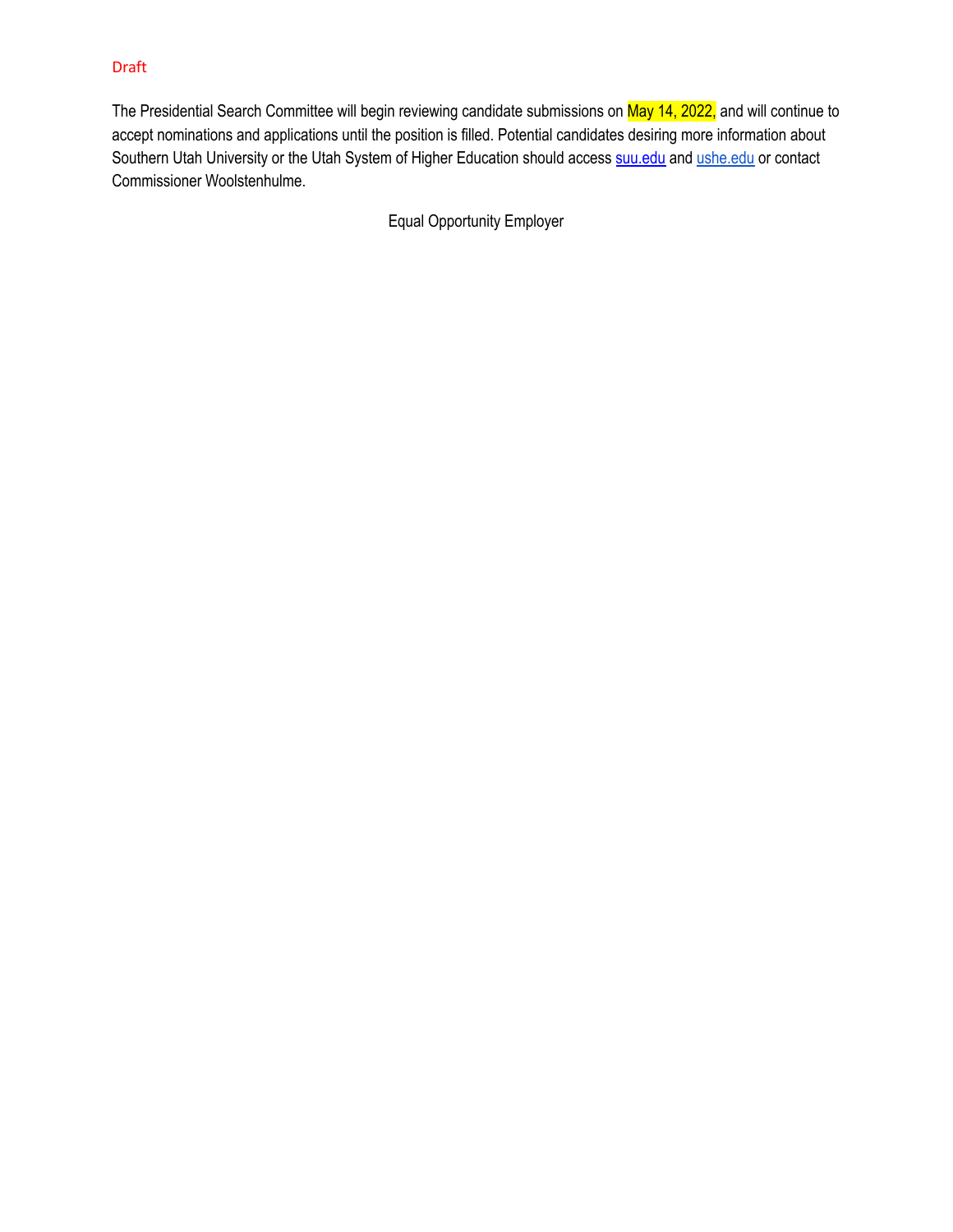Draft

The Presidential Search Committee will begin reviewing candidate submissions on May 14, 2022, and will continue to accept nominations and applications until the position is filled. Potential candidates desiring more information about Southern Utah University or the Utah System of Higher Education should access suu.edu and ushe.edu or contact Commissioner Woolstenhulme.

Equal Opportunity Employer